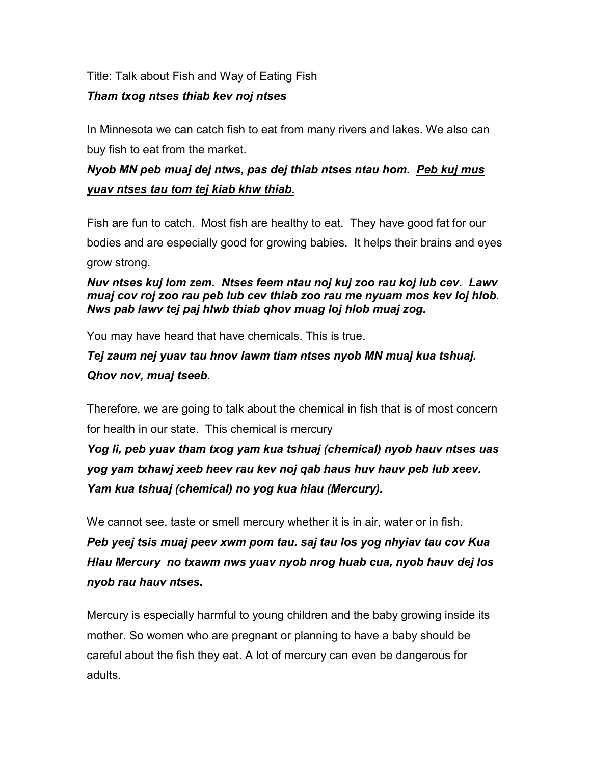Title: Talk about Fish and Way of Eating Fish

***Tham txog ntses thiab kev noj ntses***

In Minnesota we can catch fish to eat from many rivers and lakes. We also can buy fish to eat from the market.

***Nyob MN peb muaj dej ntws, pas dej thiab ntses ntau hom. <u>Peb kuj mus yuav ntses tau tom tej kiab khw thiab.</u>***

Fish are fun to catch. Most fish are healthy to eat. They have good fat for our bodies and are especially good for growing babies. It helps their brains and eyes grow strong.

***Nuv ntses kuj lom zem. Ntses feem ntau noj kuj zoo rau koj lub cev. Lawv muaj cov roj zoo rau peb lub cev thiab zoo rau me nyuam mos kev loj hlob. Nws pab lawv tej paj hlwb thiab qhov muag loj hlob muaj zog.***

You may have heard that have chemicals. This is true.

***Tej zaum nej yuav tau hnov lawm tiam ntses nyob MN muaj kua tshuaj. Qhov nov, muaj tseeb.***

Therefore, we are going to talk about the chemical in fish that is of most concern for health in our state. This chemical is mercury

***Yog li, peb yuav tham txog yam kua tshuaj (chemical) nyob hauv ntses uas yog yam txhawj xeeb heev rau kev noj qab haus huv hauv peb lub xeev. Yam kua tshuaj (chemical) no yog kua hlau (Mercury).***

We cannot see, taste or smell mercury whether it is in air, water or in fish.

***Peb yeej tsis muaj peev xwm pom tau. saj tau los yog nhyiav tau cov Kua Hlau Mercury no txawm nws yuav nyob nrog huab cua, nyob hauv dej los nyob rau hauv ntses.***

Mercury is especially harmful to young children and the baby growing inside its mother. So women who are pregnant or planning to have a baby should be careful about the fish they eat. A lot of mercury can even be dangerous for adults.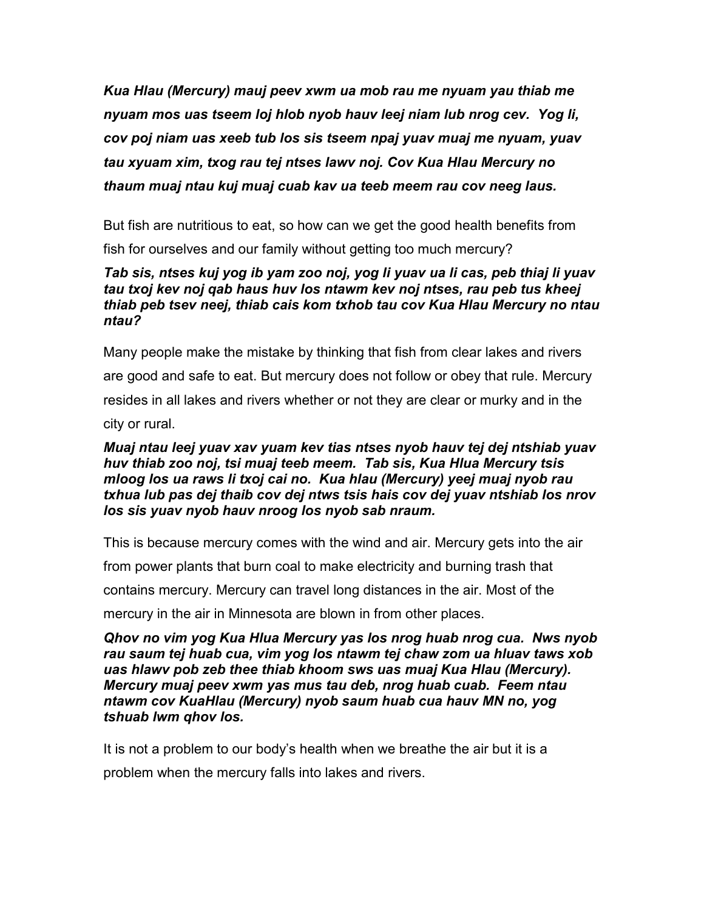***Kua Hlau (Mercury) mauj peev xwm ua mob rau me nyuam yau thiab me nyuam mos uas tseem loj hlob nyob hauv leej niam lub nrog cev. Yog li, cov poj niam uas xeeb tub los sis tseem npaj yuav muaj me nyuam, yuav tau xyuam xim, txog rau tej ntses lawv noj. Cov Kua Hlau Mercury no thaum muaj ntau kuj muaj cuab kav ua teeb meem rau cov neeg laus.***

But fish are nutritious to eat, so how can we get the good health benefits from fish for ourselves and our family without getting too much mercury?

***Tab sis, ntses kuj yog ib yam zoo noj, yog li yuav ua li cas, peb thiaj li yuav tau txoj kev noj qab haus huv los ntawm kev noj ntses, rau peb tus kheej thiab peb tsev neej, thiab cais kom txhob tau cov Kua Hlau Mercury no ntau ntau?***

Many people make the mistake by thinking that fish from clear lakes and rivers are good and safe to eat. But mercury does not follow or obey that rule. Mercury resides in all lakes and rivers whether or not they are clear or murky and in the city or rural.

***Muaj ntau leej yuav xav yuam kev tias ntses nyob hauv tej dej ntshiab yuav huv thiab zoo noj, tsi muaj teeb meem. Tab sis, Kua Hlua Mercury tsis mloog los ua raws li txoj cai no. Kua hlau (Mercury) yeej muaj nyob rau txhua lub pas dej thaib cov dej ntws tsis hais cov dej yuav ntshiab los nrov los sis yuav nyob hauv nroog los nyob sab nraum.***

This is because mercury comes with the wind and air. Mercury gets into the air from power plants that burn coal to make electricity and burning trash that contains mercury. Mercury can travel long distances in the air. Most of the mercury in the air in Minnesota are blown in from other places.

***Qhov no vim yog Kua Hlua Mercury yas los nrog huab nrog cua. Nws nyob rau saum tej huab cua, vim yog los ntawm tej chaw zom ua hluav taws xob uas hlawv pob zeb thee thiab khoom sws uas muaj Kua Hlau (Mercury). Mercury muaj peev xwm yas mus tau deb, nrog huab cuab. Feem ntau ntawm cov KuaHlau (Mercury) nyob saum huab cua hauv MN no, yog tshuab lwm qhov los.***

It is not a problem to our body's health when we breathe the air but it is a problem when the mercury falls into lakes and rivers.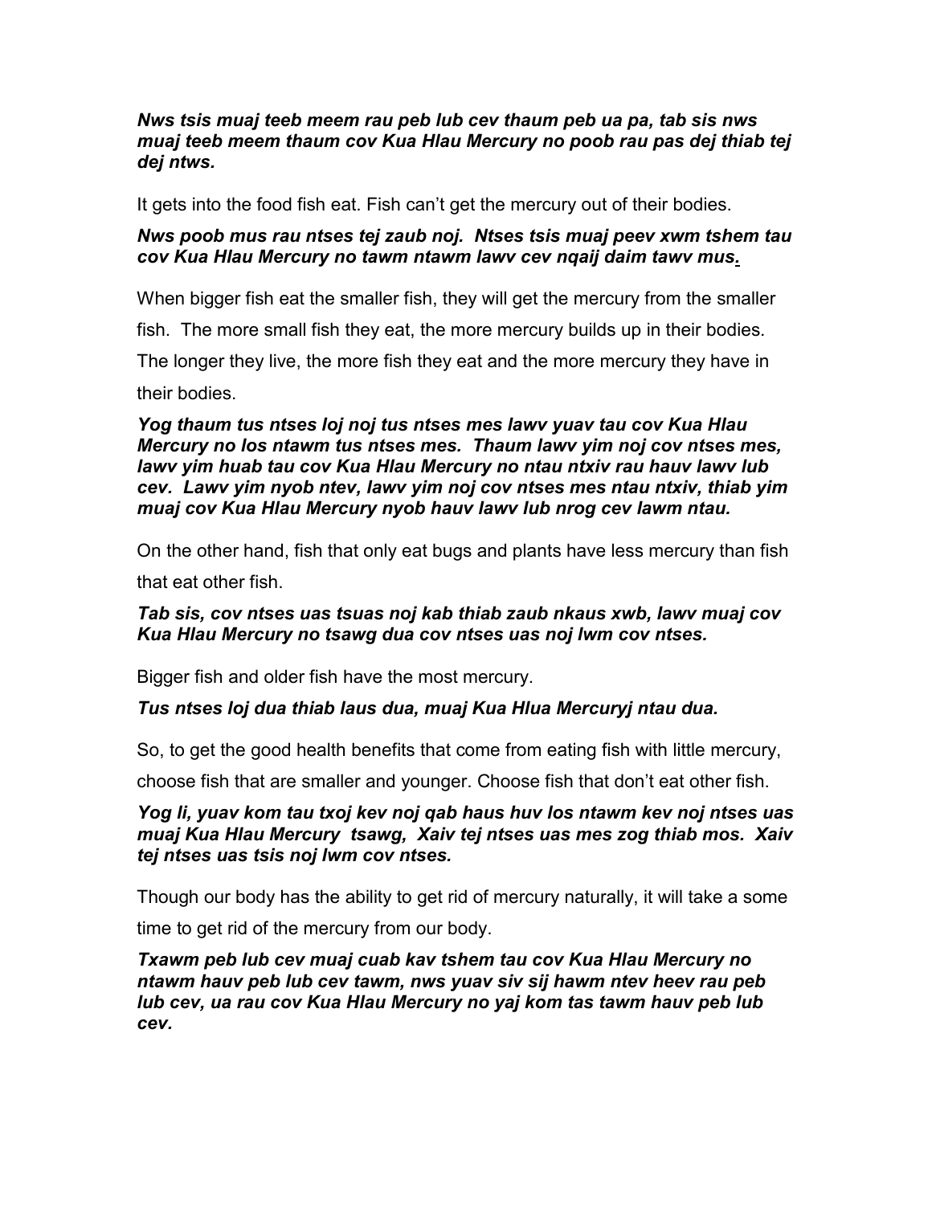***Nws tsis muaj teeb meem rau peb lub cev thaum peb ua pa, tab sis nws muaj teeb meem thaum cov Kua Hlau Mercury no poob rau pas dej thiab tej dej ntws.***

It gets into the food fish eat. Fish can't get the mercury out of their bodies.

***Nws poob mus rau ntses tej zaub noj. Ntses tsis muaj peev xwm tshem tau cov Kua Hlau Mercury no tawm ntawm lawv cev nqaij daim tawv mus.***

When bigger fish eat the smaller fish, they will get the mercury from the smaller fish. The more small fish they eat, the more mercury builds up in their bodies. The longer they live, the more fish they eat and the more mercury they have in their bodies.

***Yog thaum tus ntses loj noj tus ntses mes lawv yuav tau cov Kua Hlau Mercury no los ntawm tus ntses mes. Thaum lawv yim noj cov ntses mes, lawv yim huab tau cov Kua Hlau Mercury no ntau ntxiv rau hauv lawv lub cev. Lawv yim nyob ntev, lawv yim noj cov ntses mes ntau ntxiv, thiab yim muaj cov Kua Hlau Mercury nyob hauv lawv lub nrog cev lawm ntau.***

On the other hand, fish that only eat bugs and plants have less mercury than fish that eat other fish.

***Tab sis, cov ntses uas tsuas noj kab thiab zaub nkaus xwb, lawv muaj cov Kua Hlau Mercury no tsawg dua cov ntses uas noj lwm cov ntses.***

Bigger fish and older fish have the most mercury.

***Tus ntses loj dua thiab laus dua, muaj Kua Hlua Mercuryj ntau dua.***

So, to get the good health benefits that come from eating fish with little mercury, choose fish that are smaller and younger. Choose fish that don't eat other fish.

***Yog li, yuav kom tau txoj kev noj qab haus huv los ntawm kev noj ntses uas muaj Kua Hlau Mercury tsawg, Xaiv tej ntses uas mes zog thiab mos. Xaiv tej ntses uas tsis noj lwm cov ntses.***

Though our body has the ability to get rid of mercury naturally, it will take a some time to get rid of the mercury from our body.

***Txawm peb lub cev muaj cuab kav tshem tau cov Kua Hlau Mercury no ntawm hauv peb lub cev tawm, nws yuav siv sij hawm ntev heev rau peb lub cev, ua rau cov Kua Hlau Mercury no yaj kom tas tawm hauv peb lub cev.***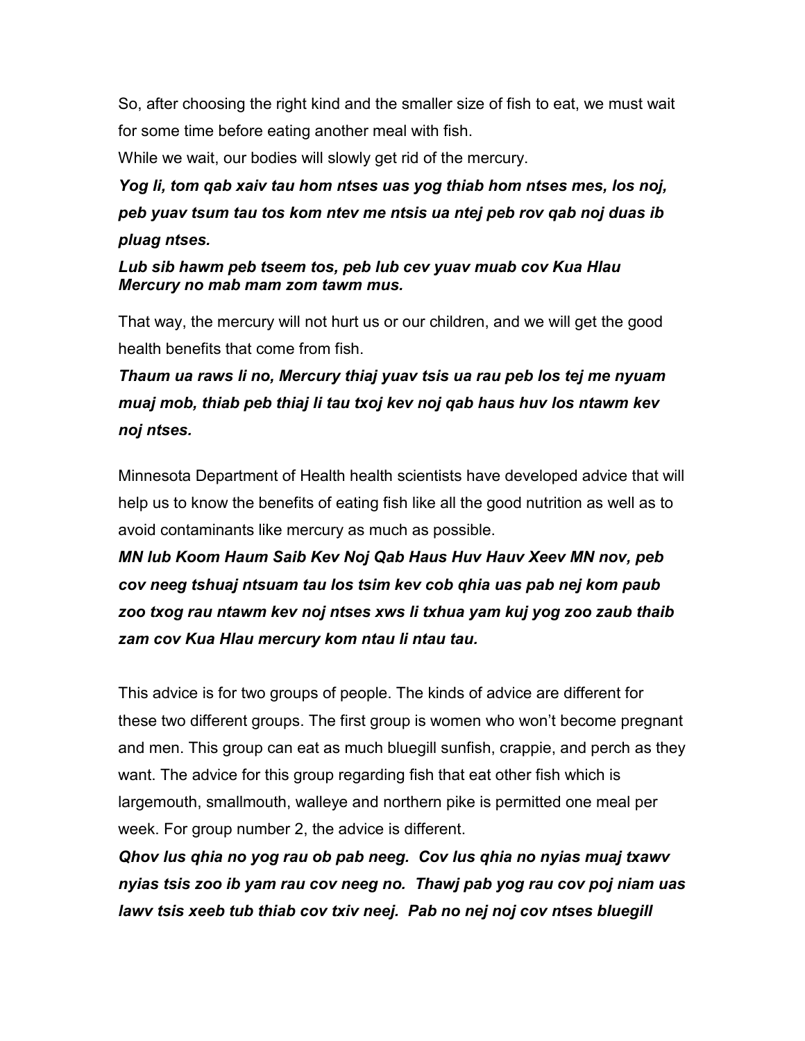So, after choosing the right kind and the smaller size of fish to eat, we must wait for some time before eating another meal with fish.

While we wait, our bodies will slowly get rid of the mercury.

***Yog li, tom qab xaiv tau hom ntses uas yog thiab hom ntses mes, los noj, peb yuav tsum tau tos kom ntev me ntsis ua ntej peb rov qab noj duas ib pluag ntses.***

***Lub sib hawm peb tseem tos, peb lub cev yuav muab cov Kua Hlau Mercury no mab mam zom tawm mus.***

That way, the mercury will not hurt us or our children, and we will get the good health benefits that come from fish.

***Thaum ua raws li no, Mercury thiaj yuav tsis ua rau peb los tej me nyuam muaj mob, thiab peb thiaj li tau txoj kev noj qab haus huv los ntawm kev noj ntses.***

Minnesota Department of Health health scientists have developed advice that will help us to know the benefits of eating fish like all the good nutrition as well as to avoid contaminants like mercury as much as possible.

***MN lub Koom Haum Saib Kev Noj Qab Haus Huv Hauv Xeev MN nov, peb cov neeg tshuaj ntsuam tau los tsim kev cob qhia uas pab nej kom paub zoo txog rau ntawm kev noj ntses xws li txhua yam kuj yog zoo zaub thaib zam cov Kua Hlau mercury kom ntau li ntau tau.***

This advice is for two groups of people. The kinds of advice are different for these two different groups. The first group is women who won't become pregnant and men. This group can eat as much bluegill sunfish, crappie, and perch as they want. The advice for this group regarding fish that eat other fish which is largemouth, smallmouth, walleye and northern pike is permitted one meal per week. For group number 2, the advice is different.

***Qhov lus qhia no yog rau ob pab neeg. Cov lus qhia no nyias muaj txawv nyias tsis zoo ib yam rau cov neeg no. Thawj pab yog rau cov poj niam uas lawv tsis xeeb tub thiab cov txiv neej. Pab no nej noj cov ntses bluegill***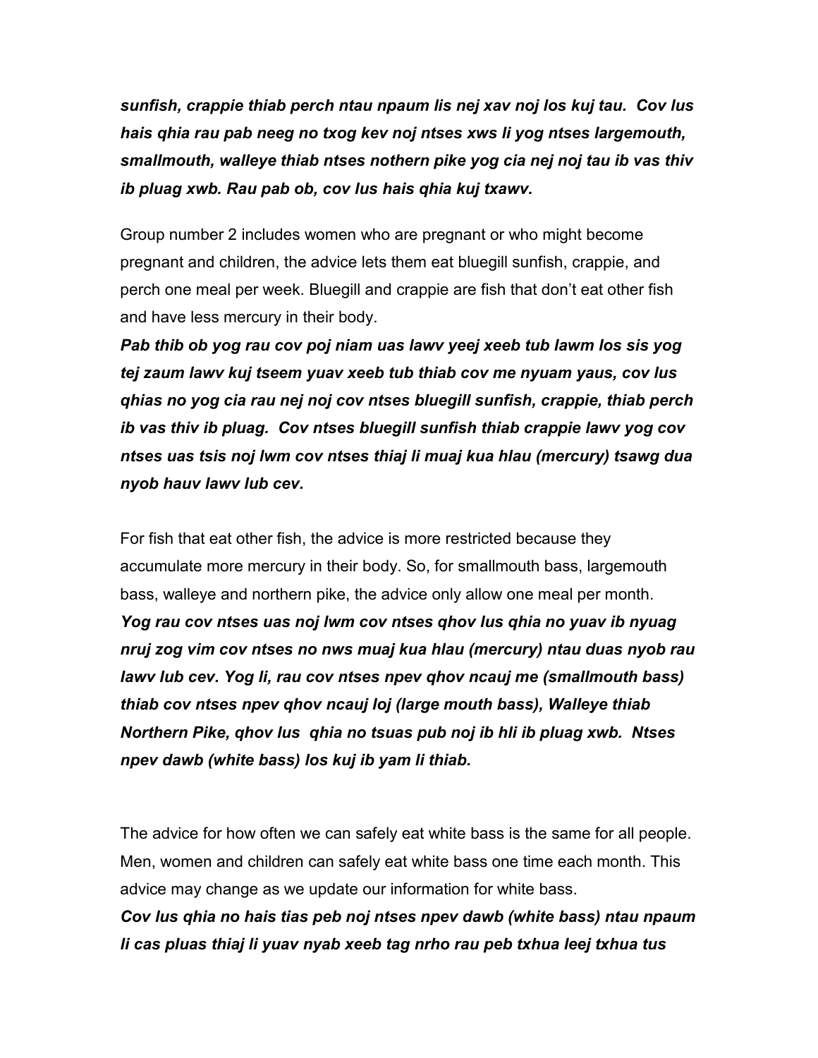*sunfish, crappie thiab perch ntau npaum lis nej xav noj los kuj tau. Cov lus hais qhia rau pab neeg no txog kev noj ntses xws li yog ntses largemouth, smallmouth, walleye thiab ntses nothern pike yog cia nej noj tau ib vas thiv ib pluag xwb. Rau pab ob, cov lus hais qhia kuj txawv.*

Group number 2 includes women who are pregnant or who might become pregnant and children, the advice lets them eat bluegill sunfish, crappie, and perch one meal per week. Bluegill and crappie are fish that don't eat other fish and have less mercury in their body.

*Pab thib ob yog rau cov poj niam uas lawv yeej xeeb tub lawm los sis yog tej zaum lawv kuj tseem yuav xeeb tub thiab cov me nyuam yaus, cov lus qhias no yog cia rau nej noj cov ntses bluegill sunfish, crappie, thiab perch ib vas thiv ib pluag. Cov ntses bluegill sunfish thiab crappie lawv yog cov ntses uas tsis noj lwm cov ntses thiaj li muaj kua hlau (mercury) tsawg dua nyob hauv lawv lub cev.*

For fish that eat other fish, the advice is more restricted because they accumulate more mercury in their body. So, for smallmouth bass, largemouth bass, walleye and northern pike, the advice only allow one meal per month.

*Yog rau cov ntses uas noj lwm cov ntses qhov lus qhia no yuav ib nyuag nruj zog vim cov ntses no nws muaj kua hlau (mercury) ntau duas nyob rau lawv lub cev. Yog li, rau cov ntses npev qhov ncauj me (smallmouth bass) thiab cov ntses npev qhov ncauj loj (large mouth bass), Walleye thiab Northern Pike, qhov lus qhia no tsuas pub noj ib hli ib pluag xwb. Ntses npev dawb (white bass) los kuj ib yam li thiab.*

The advice for how often we can safely eat white bass is the same for all people. Men, women and children can safely eat white bass one time each month. This advice may change as we update our information for white bass.

*Cov lus qhia no hais tias peb noj ntses npev dawb (white bass) ntau npaum li cas pluas thiaj li yuav nyab xeeb tag nrho rau peb txhua leej txhua tus*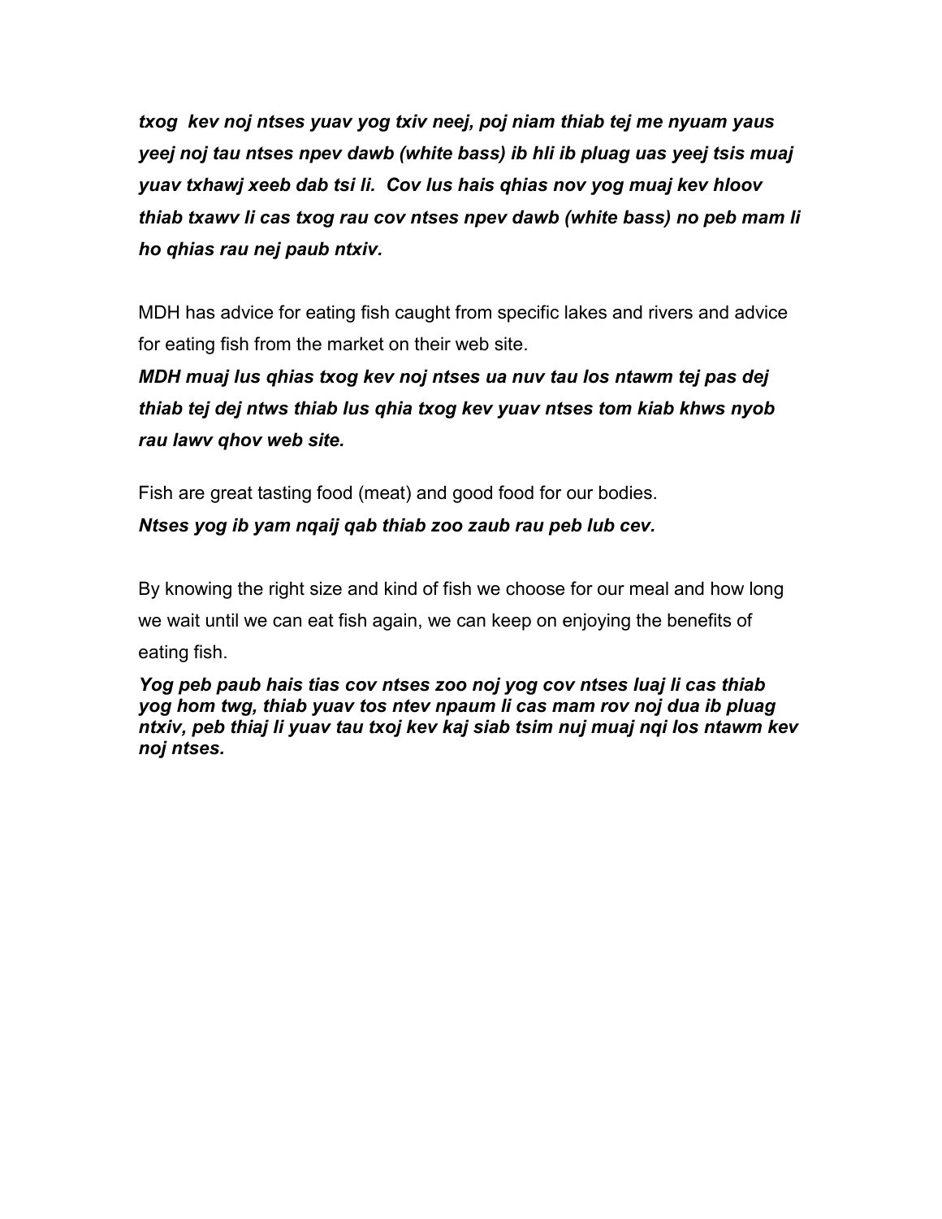*txog kev noj ntses yuav yog txiv neej, poj niam thiab tej me nyuam yaus yeej noj tau ntses npev dawb (white bass) ib hli ib pluag uas yeej tsis muaj yuav txhawj xeeb dab tsi li. Cov lus hais qhias nov yog muaj kev hloov thiab txawv li cas txog rau cov ntses npev dawb (white bass) no peb mam li ho qhias rau nej paub ntxiv.*

MDH has advice for eating fish caught from specific lakes and rivers and advice for eating fish from the market on their web site.

***MDH muaj lus qhias txog kev noj ntses ua nuv tau los ntawm tej pas dej thiab tej dej ntws thiab lus qhia txog kev yuav ntses tom kiab khws nyob rau lawv qhov web site.***

Fish are great tasting food (meat) and good food for our bodies.

***Ntses yog ib yam nqaij qab thiab zoo zaub rau peb lub cev.***

By knowing the right size and kind of fish we choose for our meal and how long we wait until we can eat fish again, we can keep on enjoying the benefits of eating fish.

***Yog peb paub hais tias cov ntses zoo noj yog cov ntses luaj li cas thiab yog hom twg, thiab yuav tos ntev npaum li cas mam rov noj dua ib pluag ntxiv, peb thiaj li yuav tau txoj kev kaj siab tsim nuj muaj nqi los ntawm kev noj ntses.***